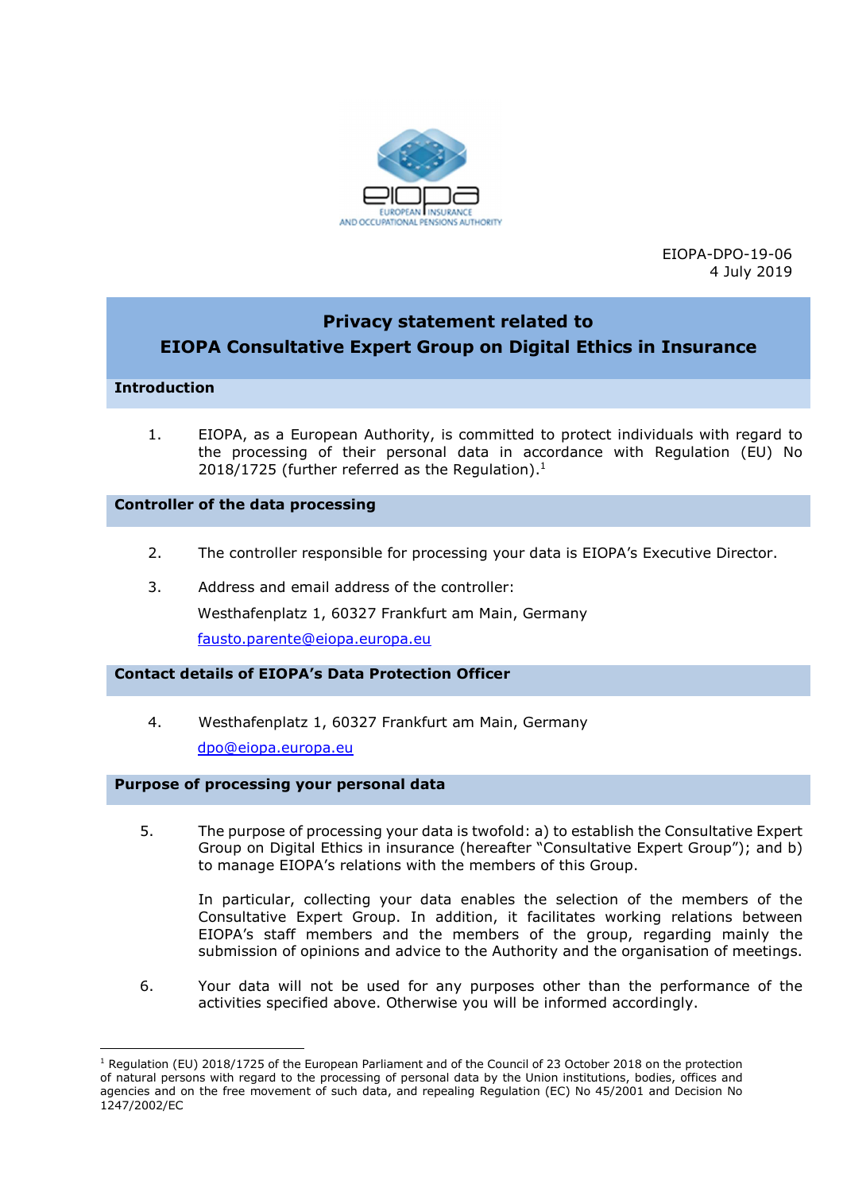EIOPA-DPO-19-06
4 July 2019

# Privacy statement related to EIOPA Consultative Expert Group on Digital Ethics in Insurance

## Introduction

1. EIOPA, as a European Authority, is committed to protect individuals with regard to the processing of their personal data in accordance with Regulation (EU) No 2018/1725 (further referred as the Regulation).[1]

## Controller of the data processing

2. The controller responsible for processing your data is EIOPA's Executive Director.

3. Address and email address of the controller:

   Westhafenplatz 1, 60327 Frankfurt am Main, Germany

   fausto.parente@eiopa.europa.eu

## Contact details of EIOPA's Data Protection Officer

4. Westhafenplatz 1, 60327 Frankfurt am Main, Germany

   dpo@eiopa.europa.eu

## Purpose of processing your personal data

5. The purpose of processing your data is twofold: a) to establish the Consultative Expert Group on Digital Ethics in insurance (hereafter "Consultative Expert Group"); and b) to manage EIOPA's relations with the members of this Group.

   In particular, collecting your data enables the selection of the members of the Consultative Expert Group. In addition, it facilitates working relations between EIOPA's staff members and the members of the group, regarding mainly the submission of opinions and advice to the Authority and the organisation of meetings.

6. Your data will not be used for any purposes other than the performance of the activities specified above. Otherwise you will be informed accordingly.

---

[1] Regulation (EU) 2018/1725 of the European Parliament and of the Council of 23 October 2018 on the protection of natural persons with regard to the processing of personal data by the Union institutions, bodies, offices and agencies and on the free movement of such data, and repealing Regulation (EC) No 45/2001 and Decision No 1247/2002/EC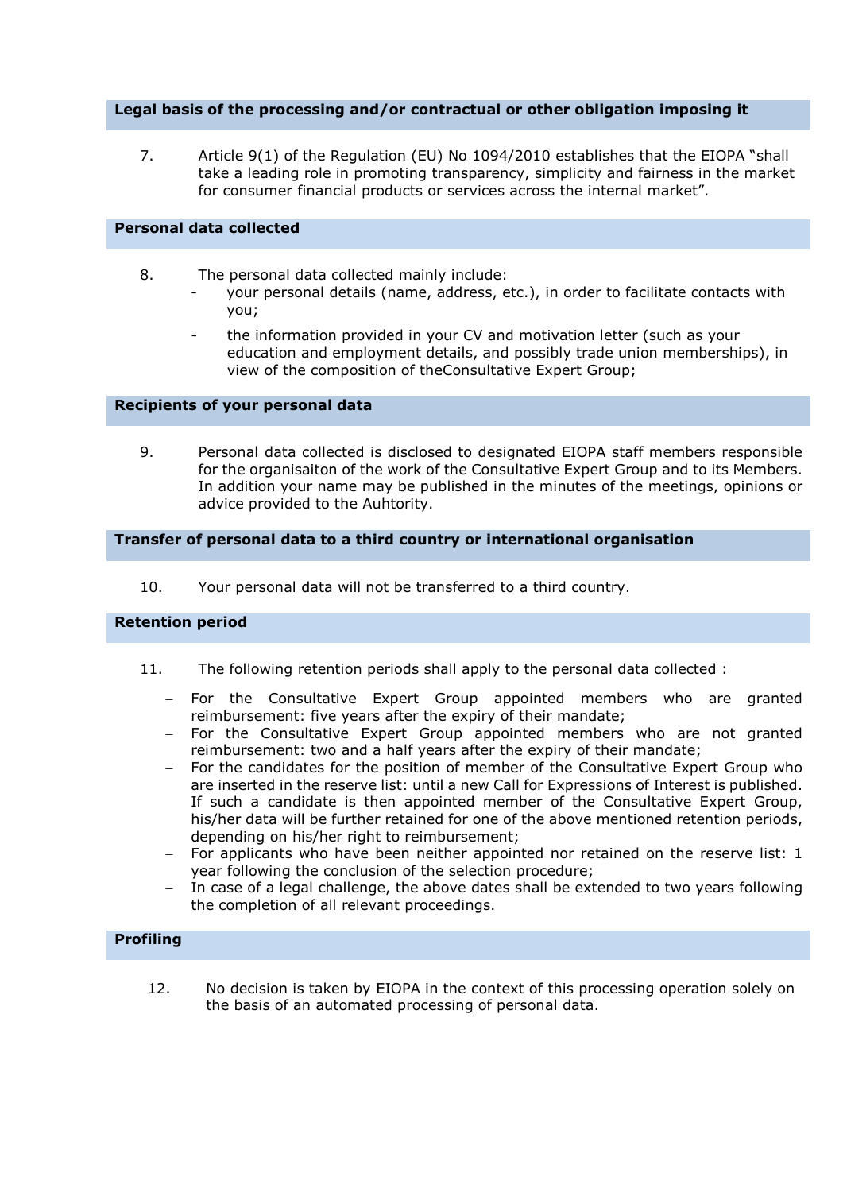## Legal basis of the processing and/or contractual or other obligation imposing it

7. Article 9(1) of the Regulation (EU) No 1094/2010 establishes that the EIOPA "shall take a leading role in promoting transparency, simplicity and fairness in the market for consumer financial products or services across the internal market".

## Personal data collected

8. The personal data collected mainly include:
   - your personal details (name, address, etc.), in order to facilitate contacts with you;
   - the information provided in your CV and motivation letter (such as your education and employment details, and possibly trade union memberships), in view of the composition of theConsultative Expert Group;

## Recipients of your personal data

9. Personal data collected is disclosed to designated EIOPA staff members responsible for the organisaiton of the work of the Consultative Expert Group and to its Members. In addition your name may be published in the minutes of the meetings, opinions or advice provided to the Auhtority.

## Transfer of personal data to a third country or international organisation

10. Your personal data will not be transferred to a third country.

## Retention period

11. The following retention periods shall apply to the personal data collected :
    - For the Consultative Expert Group appointed members who are granted reimbursement: five years after the expiry of their mandate;
    - For the Consultative Expert Group appointed members who are not granted reimbursement: two and a half years after the expiry of their mandate;
    - For the candidates for the position of member of the Consultative Expert Group who are inserted in the reserve list: until a new Call for Expressions of Interest is published. If such a candidate is then appointed member of the Consultative Expert Group, his/her data will be further retained for one of the above mentioned retention periods, depending on his/her right to reimbursement;
    - For applicants who have been neither appointed nor retained on the reserve list: 1 year following the conclusion of the selection procedure;
    - In case of a legal challenge, the above dates shall be extended to two years following the completion of all relevant proceedings.

## Profiling

12. No decision is taken by EIOPA in the context of this processing operation solely on the basis of an automated processing of personal data.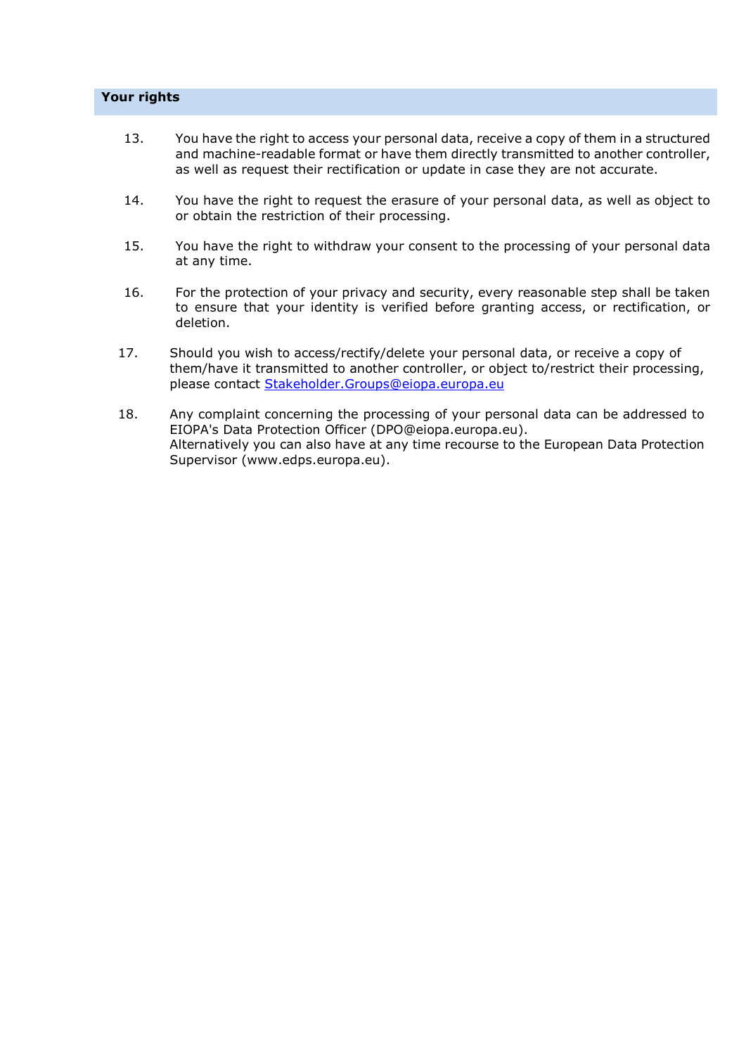## Your rights

13. You have the right to access your personal data, receive a copy of them in a structured and machine-readable format or have them directly transmitted to another controller, as well as request their rectification or update in case they are not accurate.

14. You have the right to request the erasure of your personal data, as well as object to or obtain the restriction of their processing.

15. You have the right to withdraw your consent to the processing of your personal data at any time.

16. For the protection of your privacy and security, every reasonable step shall be taken to ensure that your identity is verified before granting access, or rectification, or deletion.

17. Should you wish to access/rectify/delete your personal data, or receive a copy of them/have it transmitted to another controller, or object to/restrict their processing, please contact [Stakeholder.Groups@eiopa.europa.eu](mailto:Stakeholder.Groups@eiopa.europa.eu)

18. Any complaint concerning the processing of your personal data can be addressed to EIOPA's Data Protection Officer (DPO@eiopa.europa.eu).
Alternatively you can also have at any time recourse to the European Data Protection Supervisor (www.edps.europa.eu).